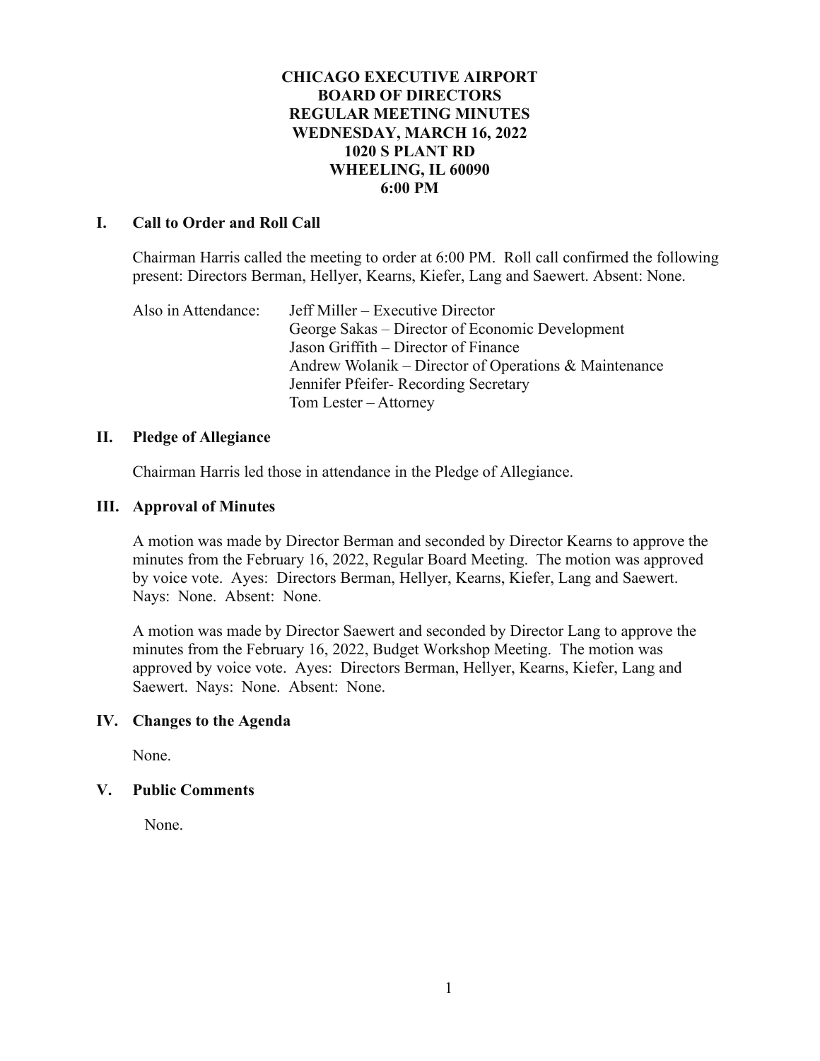# CHICAGO EXECUTIVE AIRPORT
# BOARD OF DIRECTORS
# REGULAR MEETING MINUTES
# WEDNESDAY, MARCH 16, 2022
# 1020 S PLANT RD
# WHEELING, IL 60090
# 6:00 PM

## I. Call to Order and Roll Call

Chairman Harris called the meeting to order at 6:00 PM. Roll call confirmed the following present: Directors Berman, Hellyer, Kearns, Kiefer, Lang and Saewert. Absent: None.

Also in Attendance:
- Jeff Miller – Executive Director
- George Sakas – Director of Economic Development
- Jason Griffith – Director of Finance
- Andrew Wolanik – Director of Operations & Maintenance
- Jennifer Pfeifer- Recording Secretary
- Tom Lester – Attorney

## II. Pledge of Allegiance

Chairman Harris led those in attendance in the Pledge of Allegiance.

## III. Approval of Minutes

A motion was made by Director Berman and seconded by Director Kearns to approve the minutes from the February 16, 2022, Regular Board Meeting. The motion was approved by voice vote. Ayes: Directors Berman, Hellyer, Kearns, Kiefer, Lang and Saewert. Nays: None. Absent: None.

A motion was made by Director Saewert and seconded by Director Lang to approve the minutes from the February 16, 2022, Budget Workshop Meeting. The motion was approved by voice vote. Ayes: Directors Berman, Hellyer, Kearns, Kiefer, Lang and Saewert. Nays: None. Absent: None.

## IV. Changes to the Agenda

None.

## V. Public Comments

None.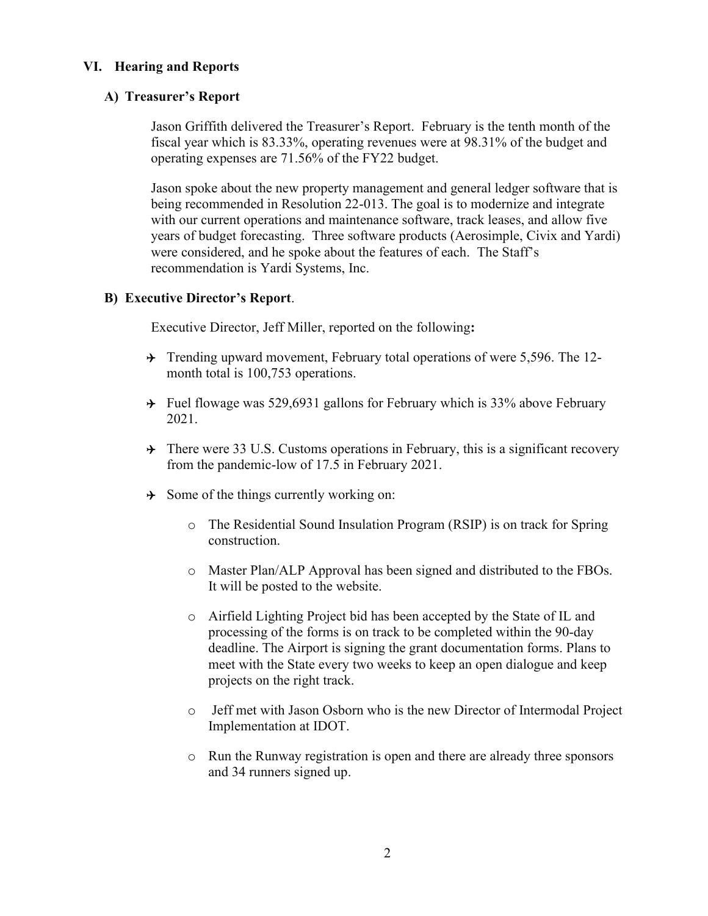## VI. Hearing and Reports

### A) Treasurer's Report

Jason Griffith delivered the Treasurer's Report. February is the tenth month of the fiscal year which is 83.33%, operating revenues were at 98.31% of the budget and operating expenses are 71.56% of the FY22 budget.

Jason spoke about the new property management and general ledger software that is being recommended in Resolution 22-013. The goal is to modernize and integrate with our current operations and maintenance software, track leases, and allow five years of budget forecasting. Three software products (Aerosimple, Civix and Yardi) were considered, and he spoke about the features of each. The Staff's recommendation is Yardi Systems, Inc.

### B) Executive Director's Report.

Executive Director, Jeff Miller, reported on the following**:**

- Trending upward movement, February total operations of were 5,596. The 12-month total is 100,753 operations.
- Fuel flowage was 529,6931 gallons for February which is 33% above February 2021.
- There were 33 U.S. Customs operations in February, this is a significant recovery from the pandemic-low of 17.5 in February 2021.
- Some of the things currently working on:
  - The Residential Sound Insulation Program (RSIP) is on track for Spring construction.
  - Master Plan/ALP Approval has been signed and distributed to the FBOs. It will be posted to the website.
  - Airfield Lighting Project bid has been accepted by the State of IL and processing of the forms is on track to be completed within the 90-day deadline. The Airport is signing the grant documentation forms. Plans to meet with the State every two weeks to keep an open dialogue and keep projects on the right track.
  - Jeff met with Jason Osborn who is the new Director of Intermodal Project Implementation at IDOT.
  - Run the Runway registration is open and there are already three sponsors and 34 runners signed up.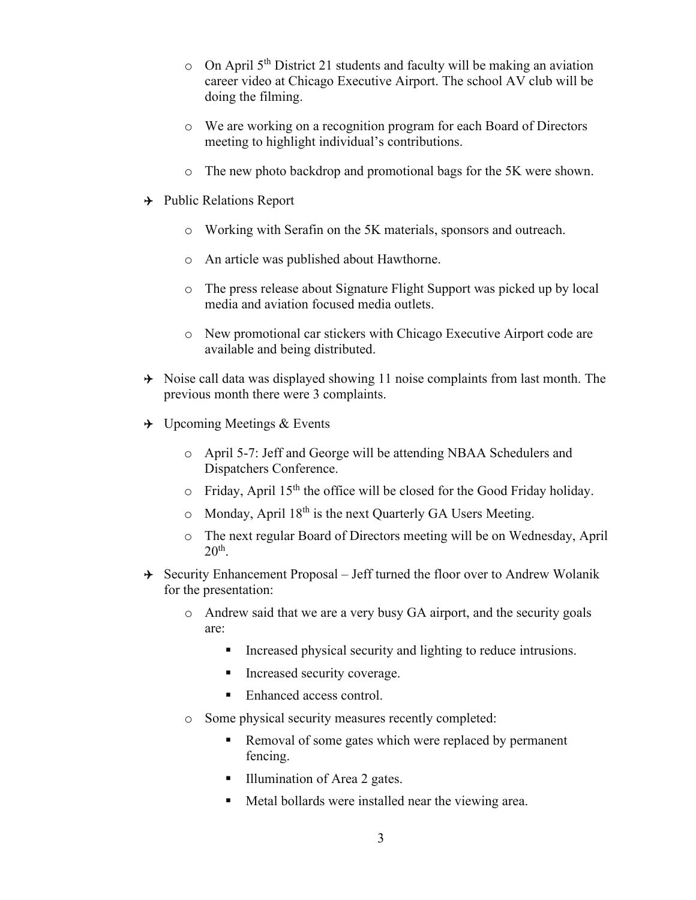- On April 5th District 21 students and faculty will be making an aviation career video at Chicago Executive Airport. The school AV club will be doing the filming.

- We are working on a recognition program for each Board of Directors meeting to highlight individual's contributions.

- The new photo backdrop and promotional bags for the 5K were shown.

- Public Relations Report

  - Working with Serafin on the 5K materials, sponsors and outreach.

  - An article was published about Hawthorne.

  - The press release about Signature Flight Support was picked up by local media and aviation focused media outlets.

  - New promotional car stickers with Chicago Executive Airport code are available and being distributed.

- Noise call data was displayed showing 11 noise complaints from last month. The previous month there were 3 complaints.

- Upcoming Meetings & Events

  - April 5-7: Jeff and George will be attending NBAA Schedulers and Dispatchers Conference.
  - Friday, April 15th the office will be closed for the Good Friday holiday.
  - Monday, April 18th is the next Quarterly GA Users Meeting.
  - The next regular Board of Directors meeting will be on Wednesday, April 20th.

- Security Enhancement Proposal – Jeff turned the floor over to Andrew Wolanik for the presentation:

  - Andrew said that we are a very busy GA airport, and the security goals are:
    - Increased physical security and lighting to reduce intrusions.
    - Increased security coverage.
    - Enhanced access control.
  - Some physical security measures recently completed:
    - Removal of some gates which were replaced by permanent fencing.
    - Illumination of Area 2 gates.
    - Metal bollards were installed near the viewing area.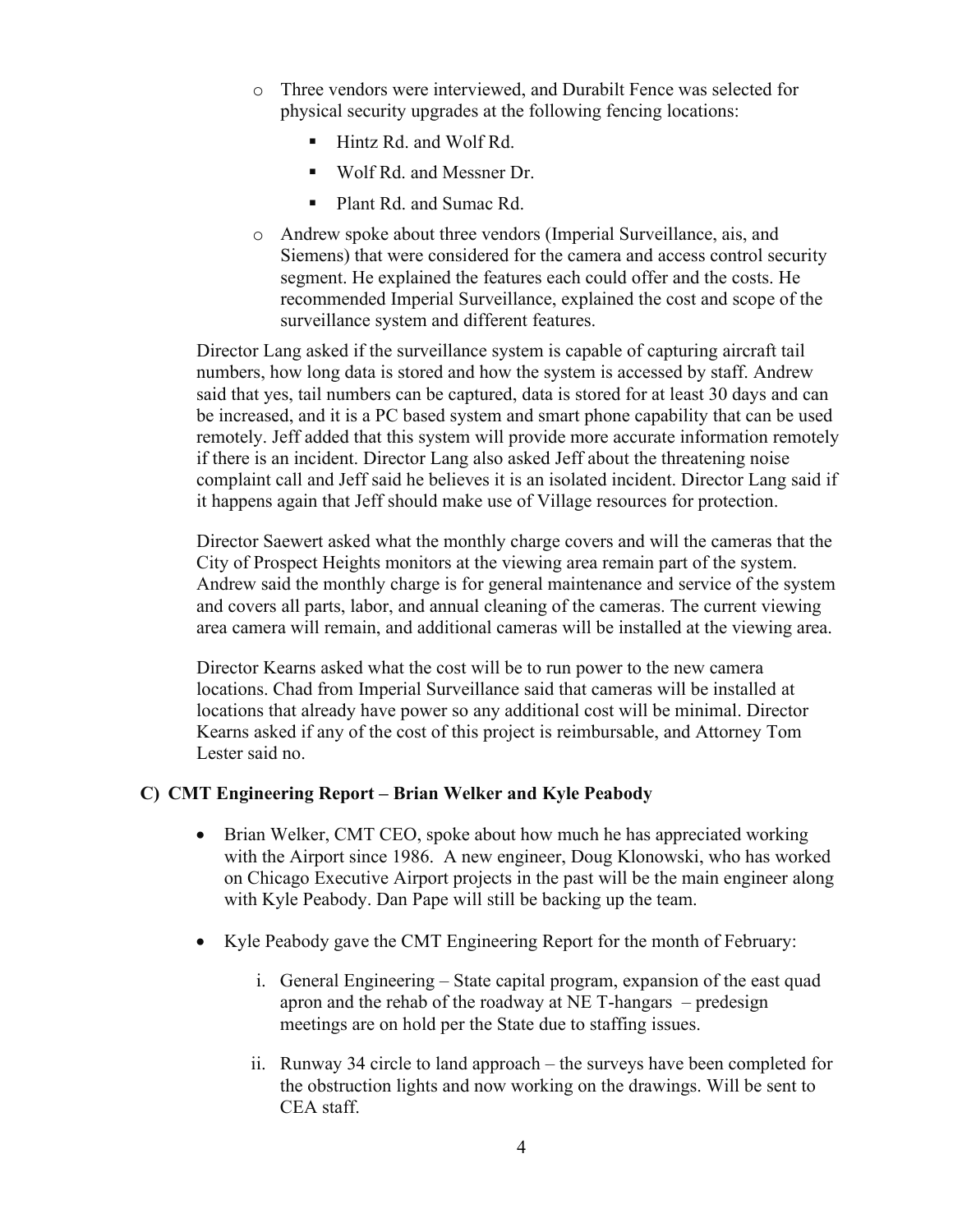- Three vendors were interviewed, and Durabilt Fence was selected for physical security upgrades at the following fencing locations:
    - Hintz Rd. and Wolf Rd.
    - Wolf Rd. and Messner Dr.
    - Plant Rd. and Sumac Rd.
- Andrew spoke about three vendors (Imperial Surveillance, ais, and Siemens) that were considered for the camera and access control security segment. He explained the features each could offer and the costs. He recommended Imperial Surveillance, explained the cost and scope of the surveillance system and different features.

Director Lang asked if the surveillance system is capable of capturing aircraft tail numbers, how long data is stored and how the system is accessed by staff. Andrew said that yes, tail numbers can be captured, data is stored for at least 30 days and can be increased, and it is a PC based system and smart phone capability that can be used remotely. Jeff added that this system will provide more accurate information remotely if there is an incident. Director Lang also asked Jeff about the threatening noise complaint call and Jeff said he believes it is an isolated incident. Director Lang said if it happens again that Jeff should make use of Village resources for protection.

Director Saewert asked what the monthly charge covers and will the cameras that the City of Prospect Heights monitors at the viewing area remain part of the system. Andrew said the monthly charge is for general maintenance and service of the system and covers all parts, labor, and annual cleaning of the cameras. The current viewing area camera will remain, and additional cameras will be installed at the viewing area.

Director Kearns asked what the cost will be to run power to the new camera locations. Chad from Imperial Surveillance said that cameras will be installed at locations that already have power so any additional cost will be minimal. Director Kearns asked if any of the cost of this project is reimbursable, and Attorney Tom Lester said no.

### C) CMT Engineering Report – Brian Welker and Kyle Peabody

- Brian Welker, CMT CEO, spoke about how much he has appreciated working with the Airport since 1986. A new engineer, Doug Klonowski, who has worked on Chicago Executive Airport projects in the past will be the main engineer along with Kyle Peabody. Dan Pape will still be backing up the team.
- Kyle Peabody gave the CMT Engineering Report for the month of February:
    1. General Engineering – State capital program, expansion of the east quad apron and the rehab of the roadway at NE T-hangars – predesign meetings are on hold per the State due to staffing issues.
    2. Runway 34 circle to land approach – the surveys have been completed for the obstruction lights and now working on the drawings. Will be sent to CEA staff.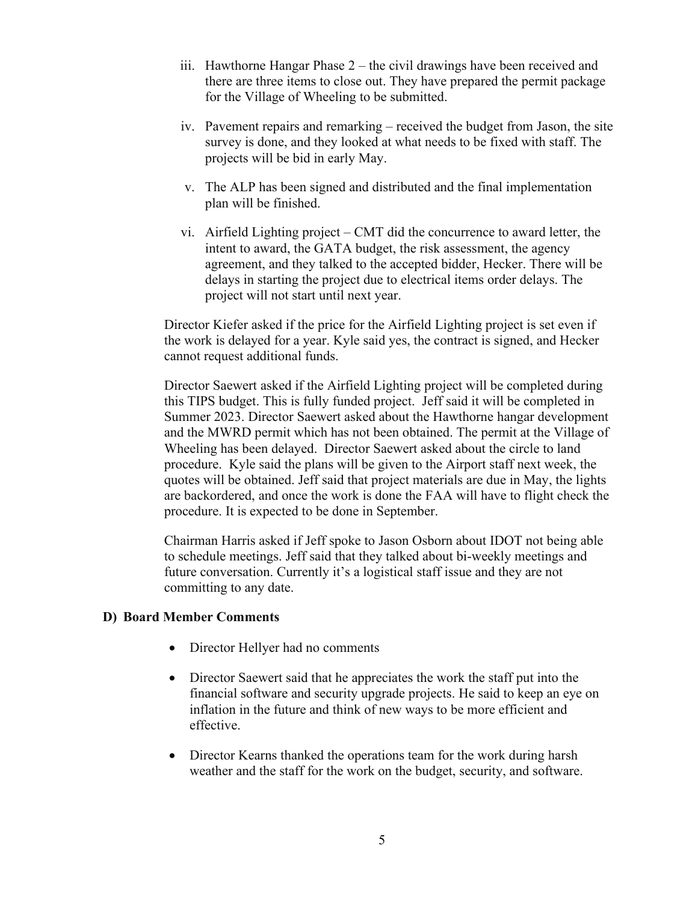iii. Hawthorne Hangar Phase 2 – the civil drawings have been received and there are three items to close out. They have prepared the permit package for the Village of Wheeling to be submitted.

iv. Pavement repairs and remarking – received the budget from Jason, the site survey is done, and they looked at what needs to be fixed with staff. The projects will be bid in early May.

v. The ALP has been signed and distributed and the final implementation plan will be finished.

vi. Airfield Lighting project – CMT did the concurrence to award letter, the intent to award, the GATA budget, the risk assessment, the agency agreement, and they talked to the accepted bidder, Hecker. There will be delays in starting the project due to electrical items order delays. The project will not start until next year.

Director Kiefer asked if the price for the Airfield Lighting project is set even if the work is delayed for a year. Kyle said yes, the contract is signed, and Hecker cannot request additional funds.

Director Saewert asked if the Airfield Lighting project will be completed during this TIPS budget. This is fully funded project. Jeff said it will be completed in Summer 2023. Director Saewert asked about the Hawthorne hangar development and the MWRD permit which has not been obtained. The permit at the Village of Wheeling has been delayed. Director Saewert asked about the circle to land procedure. Kyle said the plans will be given to the Airport staff next week, the quotes will be obtained. Jeff said that project materials are due in May, the lights are backordered, and once the work is done the FAA will have to flight check the procedure. It is expected to be done in September.

Chairman Harris asked if Jeff spoke to Jason Osborn about IDOT not being able to schedule meetings. Jeff said that they talked about bi-weekly meetings and future conversation. Currently it's a logistical staff issue and they are not committing to any date.

**D) Board Member Comments**

- Director Hellyer had no comments
- Director Saewert said that he appreciates the work the staff put into the financial software and security upgrade projects. He said to keep an eye on inflation in the future and think of new ways to be more efficient and effective.
- Director Kearns thanked the operations team for the work during harsh weather and the staff for the work on the budget, security, and software.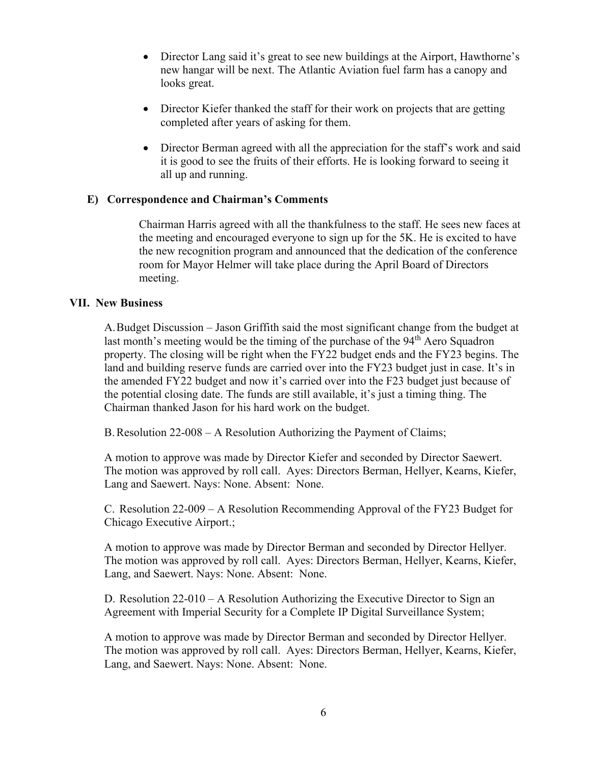- Director Lang said it's great to see new buildings at the Airport, Hawthorne's new hangar will be next. The Atlantic Aviation fuel farm has a canopy and looks great.

- Director Kiefer thanked the staff for their work on projects that are getting completed after years of asking for them.

- Director Berman agreed with all the appreciation for the staff's work and said it is good to see the fruits of their efforts. He is looking forward to seeing it all up and running.

### E) Correspondence and Chairman's Comments

Chairman Harris agreed with all the thankfulness to the staff. He sees new faces at the meeting and encouraged everyone to sign up for the 5K. He is excited to have the new recognition program and announced that the dedication of the conference room for Mayor Helmer will take place during the April Board of Directors meeting.

## VII. New Business

A. Budget Discussion – Jason Griffith said the most significant change from the budget at last month's meeting would be the timing of the purchase of the 94th Aero Squadron property. The closing will be right when the FY22 budget ends and the FY23 begins. The land and building reserve funds are carried over into the FY23 budget just in case. It's in the amended FY22 budget and now it's carried over into the F23 budget just because of the potential closing date. The funds are still available, it's just a timing thing. The Chairman thanked Jason for his hard work on the budget.

B. Resolution 22-008 – A Resolution Authorizing the Payment of Claims;

A motion to approve was made by Director Kiefer and seconded by Director Saewert. The motion was approved by roll call. Ayes: Directors Berman, Hellyer, Kearns, Kiefer, Lang and Saewert. Nays: None. Absent: None.

C. Resolution 22-009 – A Resolution Recommending Approval of the FY23 Budget for Chicago Executive Airport.;

A motion to approve was made by Director Berman and seconded by Director Hellyer. The motion was approved by roll call. Ayes: Directors Berman, Hellyer, Kearns, Kiefer, Lang, and Saewert. Nays: None. Absent: None.

D. Resolution 22-010 – A Resolution Authorizing the Executive Director to Sign an Agreement with Imperial Security for a Complete IP Digital Surveillance System;

A motion to approve was made by Director Berman and seconded by Director Hellyer. The motion was approved by roll call. Ayes: Directors Berman, Hellyer, Kearns, Kiefer, Lang, and Saewert. Nays: None. Absent: None.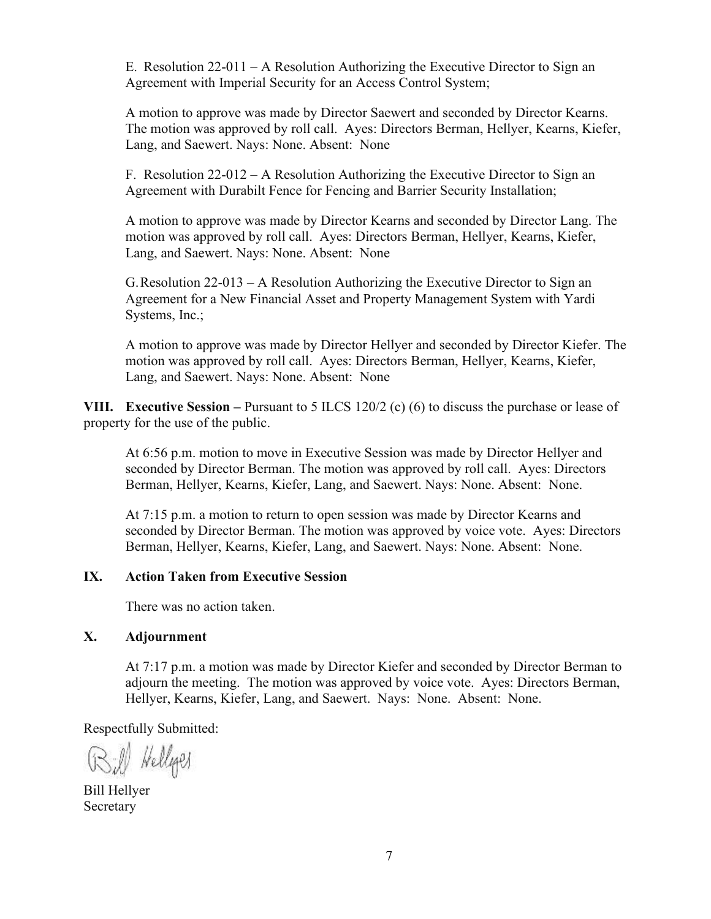E. Resolution 22-011 – A Resolution Authorizing the Executive Director to Sign an Agreement with Imperial Security for an Access Control System;

A motion to approve was made by Director Saewert and seconded by Director Kearns. The motion was approved by roll call. Ayes: Directors Berman, Hellyer, Kearns, Kiefer, Lang, and Saewert. Nays: None. Absent: None

F. Resolution 22-012 – A Resolution Authorizing the Executive Director to Sign an Agreement with Durabilt Fence for Fencing and Barrier Security Installation;

A motion to approve was made by Director Kearns and seconded by Director Lang. The motion was approved by roll call. Ayes: Directors Berman, Hellyer, Kearns, Kiefer, Lang, and Saewert. Nays: None. Absent: None

G. Resolution 22-013 – A Resolution Authorizing the Executive Director to Sign an Agreement for a New Financial Asset and Property Management System with Yardi Systems, Inc.;

A motion to approve was made by Director Hellyer and seconded by Director Kiefer. The motion was approved by roll call. Ayes: Directors Berman, Hellyer, Kearns, Kiefer, Lang, and Saewert. Nays: None. Absent: None

**VIII. Executive Session –** Pursuant to 5 ILCS 120/2 (c) (6) to discuss the purchase or lease of property for the use of the public.

At 6:56 p.m. motion to move in Executive Session was made by Director Hellyer and seconded by Director Berman. The motion was approved by roll call. Ayes: Directors Berman, Hellyer, Kearns, Kiefer, Lang, and Saewert. Nays: None. Absent: None.

At 7:15 p.m. a motion to return to open session was made by Director Kearns and seconded by Director Berman. The motion was approved by voice vote. Ayes: Directors Berman, Hellyer, Kearns, Kiefer, Lang, and Saewert. Nays: None. Absent: None.

**IX. Action Taken from Executive Session**

There was no action taken.

**X. Adjournment**

At 7:17 p.m. a motion was made by Director Kiefer and seconded by Director Berman to adjourn the meeting. The motion was approved by voice vote. Ayes: Directors Berman, Hellyer, Kearns, Kiefer, Lang, and Saewert. Nays: None. Absent: None.

Respectfully Submitted:

Bill Hellyer

Bill Hellyer
Secretary